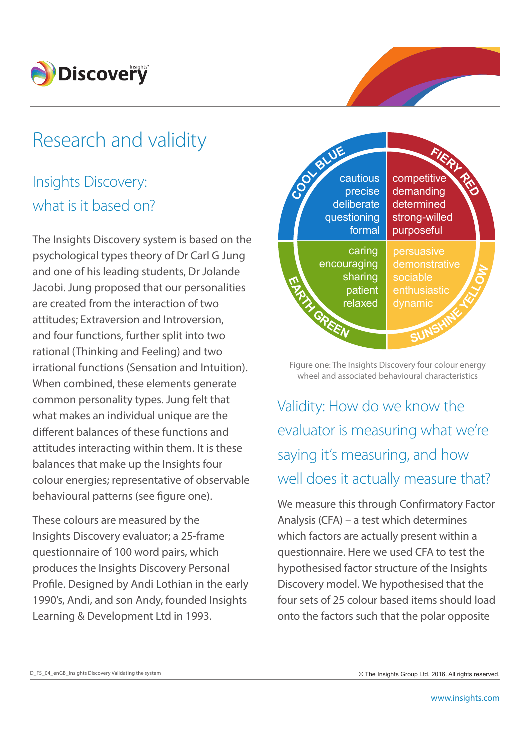# Research and validity

## Insights Discovery: what is it based on?

The Insights Discovery system is based on the psychological types theory of Dr Carl G Jung and one of his leading students, Dr Jolande Jacobi. Jung proposed that our personalities are created from the interaction of two attitudes; Extraversion and Introversion, and four functions, further split into two rational (Thinking and Feeling) and two irrational functions (Sensation and Intuition). When combined, these elements generate common personality types. Jung felt that what makes an individual unique are the different balances of these functions and attitudes interacting within them. It is these balances that make up the Insights four colour energies; representative of observable behavioural patterns (see figure one).

These colours are measured by the Insights Discovery evaluator; a 25-frame questionnaire of 100 word pairs, which produces the Insights Discovery Personal Profile. Designed by Andi Lothian in the early 1990's, Andi, and son Andy, founded Insights Learning & Development Ltd in 1993.

| COOL BLUE | FIERY RED |
|---|---|
| cautious | competitive |
| precise | demanding |
| deliberate | determined |
| questioning | strong-willed |
| formal | purposeful |

| EARTH GREEN | SUNSHINE YELLOW |
|---|---|
| caring | persuasive |
| encouraging | demonstrative |
| sharing | sociable |
| patient | enthusiastic |
| relaxed | dynamic |

Figure one: The Insights Discovery four colour energy wheel and associated behavioural characteristics

## Validity: How do we know the evaluator is measuring what we're saying it's measuring, and how well does it actually measure that?

We measure this through Confirmatory Factor Analysis (CFA) – a test which determines which factors are actually present within a questionnaire. Here we used CFA to test the hypothesised factor structure of the Insights Discovery model. We hypothesised that the four sets of 25 colour based items should load onto the factors such that the polar opposite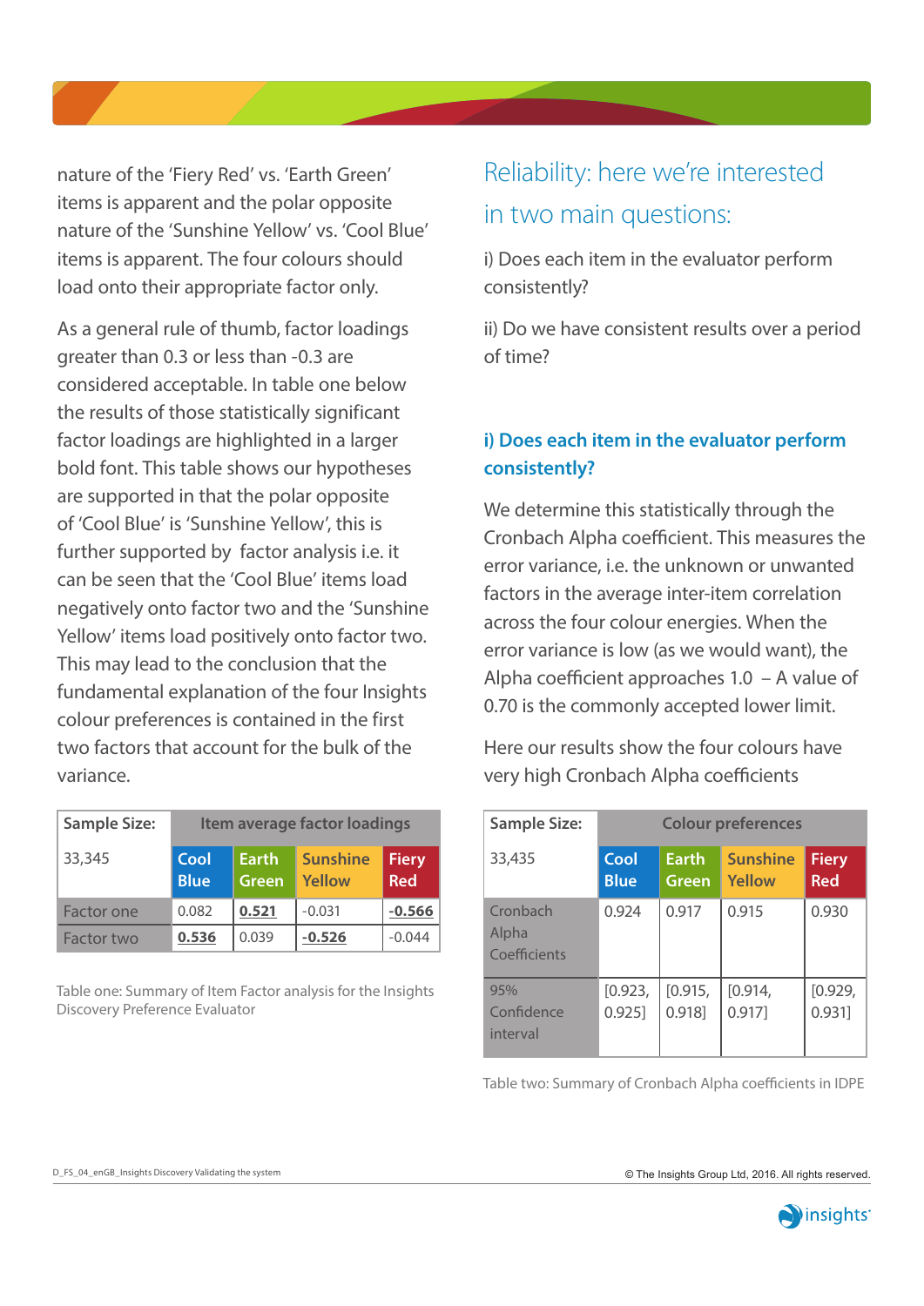nature of the 'Fiery Red' vs. 'Earth Green' items is apparent and the polar opposite nature of the 'Sunshine Yellow' vs. 'Cool Blue' items is apparent. The four colours should load onto their appropriate factor only.

As a general rule of thumb, factor loadings greater than 0.3 or less than -0.3 are considered acceptable. In table one below the results of those statistically significant factor loadings are highlighted in a larger bold font. This table shows our hypotheses are supported in that the polar opposite of 'Cool Blue' is 'Sunshine Yellow', this is further supported by factor analysis i.e. it can be seen that the 'Cool Blue' items load negatively onto factor two and the 'Sunshine Yellow' items load positively onto factor two. This may lead to the conclusion that the fundamental explanation of the four Insights colour preferences is contained in the first two factors that account for the bulk of the variance.

| Sample Size: | Item average factor loadings | | | |
|---|---|---|---|---|
| 33,345 | Cool Blue | Earth Green | Sunshine Yellow | Fiery Red |
| Factor one | 0.082 | **0.521** | -0.031 | **-0.566** |
| Factor two | **0.536** | 0.039 | **-0.526** | -0.044 |

Table one: Summary of Item Factor analysis for the Insights Discovery Preference Evaluator

## Reliability: here we're interested in two main questions:

i) Does each item in the evaluator perform consistently?

ii) Do we have consistent results over a period of time?

### i) Does each item in the evaluator perform consistently?

We determine this statistically through the Cronbach Alpha coefficient. This measures the error variance, i.e. the unknown or unwanted factors in the average inter-item correlation across the four colour energies. When the error variance is low (as we would want), the Alpha coefficient approaches 1.0 – A value of 0.70 is the commonly accepted lower limit.

Here our results show the four colours have very high Cronbach Alpha coefficients

| Sample Size: | Colour preferences | | | |
|---|---|---|---|---|
| 33,435 | Cool Blue | Earth Green | Sunshine Yellow | Fiery Red |
| Cronbach Alpha Coefficients | 0.924 | 0.917 | 0.915 | 0.930 |
| 95% Confidence interval | [0.923, 0.925] | [0.915, 0.918] | [0.914, 0.917] | [0.929, 0.931] |

Table two: Summary of Cronbach Alpha coefficients in IDPE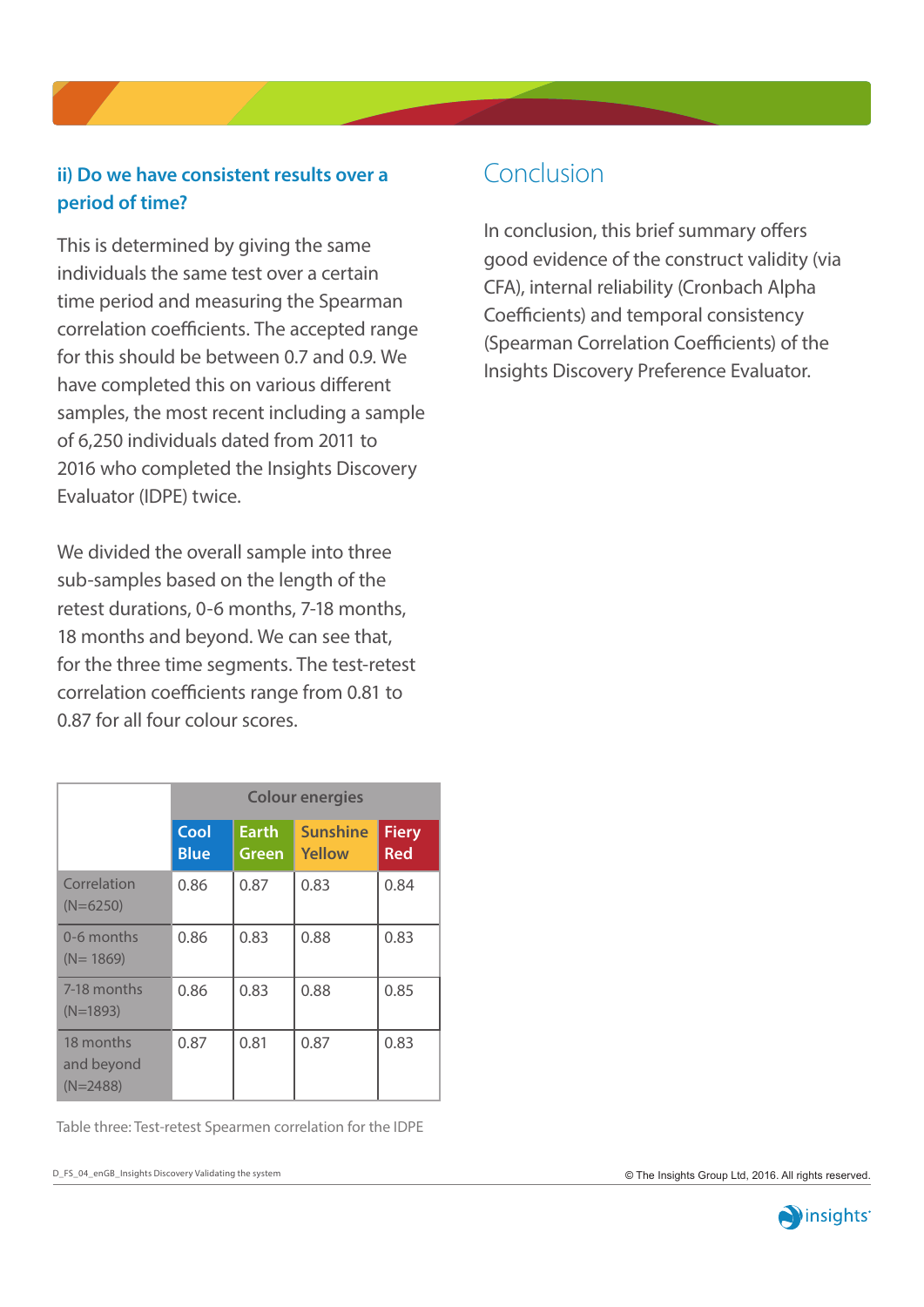### ii) Do we have consistent results over a period of time?

This is determined by giving the same individuals the same test over a certain time period and measuring the Spearman correlation coefficients. The accepted range for this should be between 0.7 and 0.9. We have completed this on various different samples, the most recent including a sample of 6,250 individuals dated from 2011 to 2016 who completed the Insights Discovery Evaluator (IDPE) twice.

We divided the overall sample into three sub-samples based on the length of the retest durations, 0-6 months, 7-18 months, 18 months and beyond. We can see that, for the three time segments. The test-retest correlation coefficients range from 0.81 to 0.87 for all four colour scores.

| | Colour energies | | | |
|---|---|---|---|---|
| | **Cool Blue** | **Earth Green** | **Sunshine Yellow** | **Fiery Red** |
| Correlation (N=6250) | 0.86 | 0.87 | 0.83 | 0.84 |
| 0-6 months (N= 1869) | 0.86 | 0.83 | 0.88 | 0.83 |
| 7-18 months (N=1893) | 0.86 | 0.83 | 0.88 | 0.85 |
| 18 months and beyond (N=2488) | 0.87 | 0.81 | 0.87 | 0.83 |

Table three: Test-retest Spearmen correlation for the IDPE

## Conclusion

In conclusion, this brief summary offers good evidence of the construct validity (via CFA), internal reliability (Cronbach Alpha Coefficients) and temporal consistency (Spearman Correlation Coefficients) of the Insights Discovery Preference Evaluator.